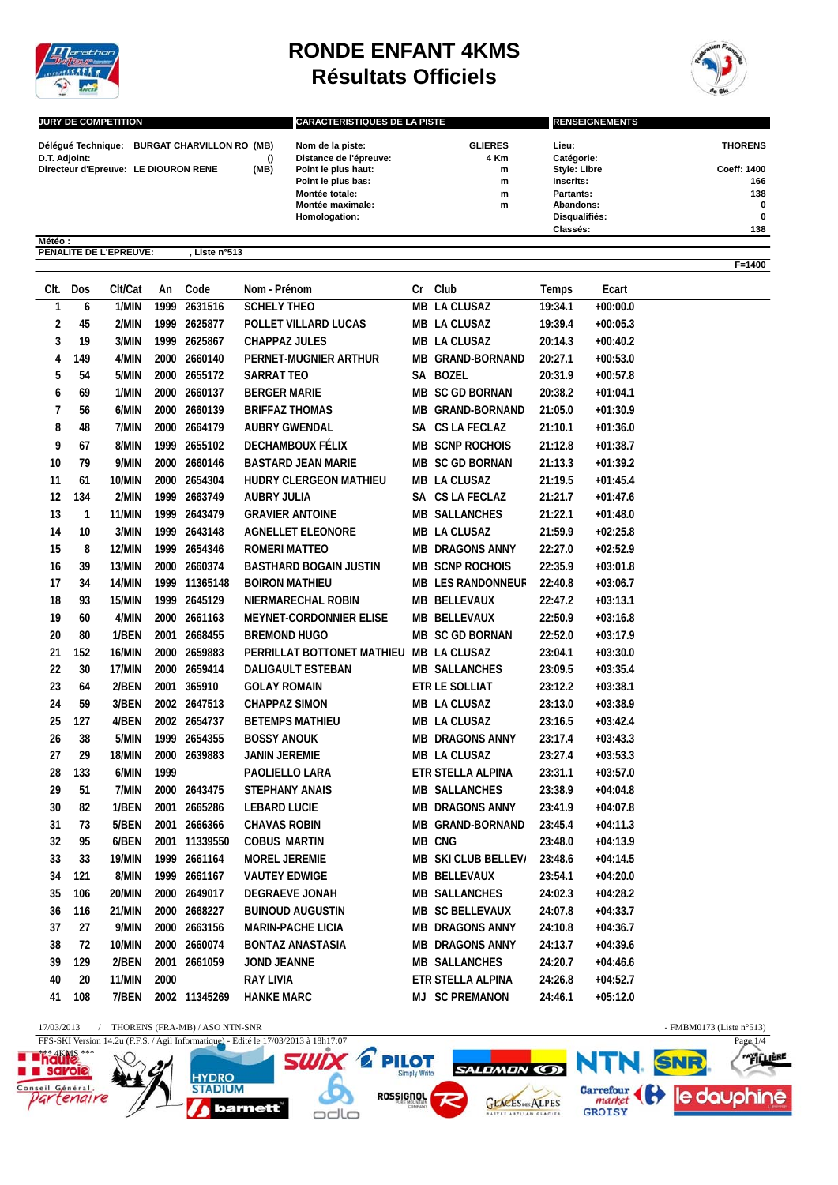# RONDE ENFANT 4KMS
## Résultats Officiels

**JURY DE COMPETITION**

Délégué Technique: BURGAT CHARVILLON RO (MB)
D.T. Adjoint: ()
Directeur d'Epreuve: LE DIOURON RENE (MB)

**CARACTERISTIQUES DE LA PISTE**

| | |
|---|---|
| Nom de la piste: | GLIERES |
| Distance de l'épreuve: | 4 Km |
| Point le plus haut: | m |
| Point le plus bas: | m |
| Montée totale: | m |
| Montée maximale: | m |
| Homologation: | |

**RENSEIGNEMENTS**

| | |
|---|---|
| Lieu: | THORENS |
| Catégorie: | |
| Style: Libre | Coeff: 1400 |
| Inscrits: | 166 |
| Partants: | 138 |
| Abandons: | 0 |
| Disqualifiés: | 0 |
| Classés: | 138 |

Météo :
PENALITE DE L'EPREUVE: , Liste n°513

F=1400

| Clt. | Dos | Clt/Cat | An | Code | Nom - Prénom | Cr | Club | Temps | Ecart |
|---|---|---|---|---|---|---|---|---|---|
| 1 | 6 | 1/MIN | 1999 | 2631516 | SCHELY THEO | MB | LA CLUSAZ | 19:34.1 | +00:00.0 |
| 2 | 45 | 2/MIN | 1999 | 2625877 | POLLET VILLARD LUCAS | MB | LA CLUSAZ | 19:39.4 | +00:05.3 |
| 3 | 19 | 3/MIN | 1999 | 2625867 | CHAPPAZ JULES | MB | LA CLUSAZ | 20:14.3 | +00:40.2 |
| 4 | 149 | 4/MIN | 2000 | 2660140 | PERNET-MUGNIER ARTHUR | MB | GRAND-BORNAND | 20:27.1 | +00:53.0 |
| 5 | 54 | 5/MIN | 2000 | 2655172 | SARRAT TEO | SA | BOZEL | 20:31.9 | +00:57.8 |
| 6 | 69 | 1/MIN | 2000 | 2660137 | BERGER MARIE | MB | SC GD BORNAN | 20:38.2 | +01:04.1 |
| 7 | 56 | 6/MIN | 2000 | 2660139 | BRIFFAZ THOMAS | MB | GRAND-BORNAND | 21:05.0 | +01:30.9 |
| 8 | 48 | 7/MIN | 2000 | 2664179 | AUBRY GWENDAL | SA | CS LA FECLAZ | 21:10.1 | +01:36.0 |
| 9 | 67 | 8/MIN | 1999 | 2655102 | DECHAMBOUX FÉLIX | MB | SCNP ROCHOIS | 21:12.8 | +01:38.7 |
| 10 | 79 | 9/MIN | 2000 | 2660146 | BASTARD JEAN MARIE | MB | SC GD BORNAN | 21:13.3 | +01:39.2 |
| 11 | 61 | 10/MIN | 2000 | 2654304 | HUDRY CLERGEON MATHIEU | MB | LA CLUSAZ | 21:19.5 | +01:45.4 |
| 12 | 134 | 2/MIN | 1999 | 2663749 | AUBRY JULIA | SA | CS LA FECLAZ | 21:21.7 | +01:47.6 |
| 13 | 1 | 11/MIN | 1999 | 2643479 | GRAVIER ANTOINE | MB | SALLANCHES | 21:22.1 | +01:48.0 |
| 14 | 10 | 3/MIN | 1999 | 2643148 | AGNELLET ELEONORE | MB | LA CLUSAZ | 21:59.9 | +02:25.8 |
| 15 | 8 | 12/MIN | 1999 | 2654346 | ROMERI MATTEO | MB | DRAGONS ANNY | 22:27.0 | +02:52.9 |
| 16 | 39 | 13/MIN | 2000 | 2660374 | BASTHARD BOGAIN JUSTIN | MB | SCNP ROCHOIS | 22:35.9 | +03:01.8 |
| 17 | 34 | 14/MIN | 1999 | 11365148 | BOIRON MATHIEU | MB | LES RANDONNEUF | 22:40.8 | +03:06.7 |
| 18 | 93 | 15/MIN | 1999 | 2645129 | NIERMARECHAL ROBIN | MB | BELLEVAUX | 22:47.2 | +03:13.1 |
| 19 | 60 | 4/MIN | 2000 | 2661163 | MEYNET-CORDONNIER ELISE | MB | BELLEVAUX | 22:50.9 | +03:16.8 |
| 20 | 80 | 1/BEN | 2001 | 2668455 | BREMOND HUGO | MB | SC GD BORNAN | 22:52.0 | +03:17.9 |
| 21 | 152 | 16/MIN | 2000 | 2659883 | PERRILLAT BOTTONET MATHIEU | MB | LA CLUSAZ | 23:04.1 | +03:30.0 |
| 22 | 30 | 17/MIN | 2000 | 2659414 | DALIGAULT ESTEBAN | MB | SALLANCHES | 23:09.5 | +03:35.4 |
| 23 | 64 | 2/BEN | 2001 | 365910 | GOLAY ROMAIN | ETR | LE SOLLIAT | 23:12.2 | +03:38.1 |
| 24 | 59 | 3/BEN | 2002 | 2647513 | CHAPPAZ SIMON | MB | LA CLUSAZ | 23:13.0 | +03:38.9 |
| 25 | 127 | 4/BEN | 2002 | 2654737 | BETEMPS MATHIEU | MB | LA CLUSAZ | 23:16.5 | +03:42.4 |
| 26 | 38 | 5/MIN | 1999 | 2654355 | BOSSY ANOUK | MB | DRAGONS ANNY | 23:17.4 | +03:43.3 |
| 27 | 29 | 18/MIN | 2000 | 2639883 | JANIN JEREMIE | MB | LA CLUSAZ | 23:27.4 | +03:53.3 |
| 28 | 133 | 6/MIN | 1999 | | PAOLIELLO LARA | ETR | STELLA ALPINA | 23:31.1 | +03:57.0 |
| 29 | 51 | 7/MIN | 2000 | 2643475 | STEPHANY ANAIS | MB | SALLANCHES | 23:38.9 | +04:04.8 |
| 30 | 82 | 1/BEN | 2001 | 2665286 | LEBARD LUCIE | MB | DRAGONS ANNY | 23:41.9 | +04:07.8 |
| 31 | 73 | 5/BEN | 2001 | 2666366 | CHAVAS ROBIN | MB | GRAND-BORNAND | 23:45.4 | +04:11.3 |
| 32 | 95 | 6/BEN | 2001 | 11339550 | COBUS MARTIN | MB | CNG | 23:48.0 | +04:13.9 |
| 33 | 33 | 19/MIN | 1999 | 2661164 | MOREL JEREMIE | MB | SKI CLUB BELLEV/ | 23:48.6 | +04:14.5 |
| 34 | 121 | 8/MIN | 1999 | 2661167 | VAUTEY EDWIGE | MB | BELLEVAUX | 23:54.1 | +04:20.0 |
| 35 | 106 | 20/MIN | 2000 | 2649017 | DEGRAEVE JONAH | MB | SALLANCHES | 24:02.3 | +04:28.2 |
| 36 | 116 | 21/MIN | 2000 | 2668227 | BUINOUD AUGUSTIN | MB | SC BELLEVAUX | 24:07.8 | +04:33.7 |
| 37 | 27 | 9/MIN | 2000 | 2663156 | MARIN-PACHE LICIA | MB | DRAGONS ANNY | 24:10.8 | +04:36.7 |
| 38 | 72 | 10/MIN | 2000 | 2660074 | BONTAZ ANASTASIA | MB | DRAGONS ANNY | 24:13.7 | +04:39.6 |
| 39 | 129 | 2/BEN | 2001 | 2661059 | JOND JEANNE | MB | SALLANCHES | 24:20.7 | +04:46.6 |
| 40 | 20 | 11/MIN | 2000 | | RAY LIVIA | ETR | STELLA ALPINA | 24:26.8 | +04:52.7 |
| 41 | 108 | 7/BEN | 2002 | 11345269 | HANKE MARC | MJ | SC PREMANON | 24:46.1 | +05:12.0 |

17/03/2013 / THORENS (FRA-MB) / ASO NTN-SNR - FMBM0173 (Liste n°513)
FFS-SKI Version 14.2u (F.F.S. / Agil Informatique) - Edité le 17/03/2013 à 18h17:07
*** 4KMS ***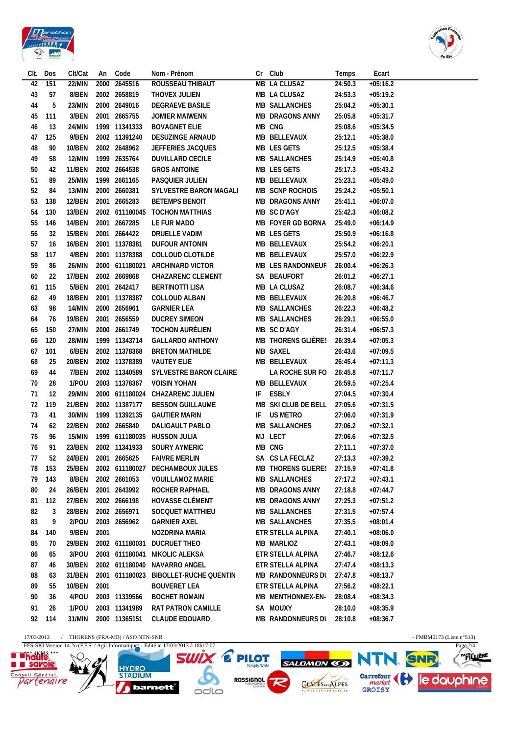| Clt. | Dos | Clt/Cat | An | Code | Nom - Prénom | Cr | Club | Temps | Ecart |
|---|---|---|---|---|---|---|---|---|---|
| 42 | 151 | 22/MIN | 2000 | 2645516 | ROUSSEAU THIBAUT | MB | LA CLUSAZ | 24:50.3 | +05:16.2 |
| 43 | 57 | 8/BEN | 2002 | 2658819 | THOVEX JULIEN | MB | LA CLUSAZ | 24:53.3 | +05:19.2 |
| 44 | 5 | 23/MIN | 2000 | 2649016 | DEGRAEVE BASILE | MB | SALLANCHES | 25:04.2 | +05:30.1 |
| 45 | 111 | 3/BEN | 2001 | 2665755 | JOMIER MAIWENN | MB | DRAGONS ANNY | 25:05.8 | +05:31.7 |
| 46 | 13 | 24/MIN | 1999 | 11341333 | BOVAGNET ELIE | MB | CNG | 25:08.6 | +05:34.5 |
| 47 | 125 | 9/BEN | 2002 | 11391240 | DESUZINGE ARNAUD | MB | BELLEVAUX | 25:12.1 | +05:38.0 |
| 48 | 90 | 10/BEN | 2002 | 2648962 | JEFFERIES JACQUES | MB | LES GETS | 25:12.5 | +05:38.4 |
| 49 | 58 | 12/MIN | 1999 | 2635764 | DUVILLARD CECILE | MB | SALLANCHES | 25:14.9 | +05:40.8 |
| 50 | 42 | 11/BEN | 2002 | 2664538 | GROS ANTOINE | MB | LES GETS | 25:17.3 | +05:43.2 |
| 51 | 89 | 25/MIN | 1999 | 2661165 | PASQUIER JULIEN | MB | BELLEVAUX | 25:23.1 | +05:49.0 |
| 52 | 84 | 13/MIN | 2000 | 2660381 | SYLVESTRE BARON MAGALI | MB | SCNP ROCHOIS | 25:24.2 | +05:50.1 |
| 53 | 138 | 12/BEN | 2001 | 2665283 | BETEMPS BENOIT | MB | DRAGONS ANNY | 25:41.1 | +06:07.0 |
| 54 | 130 | 13/BEN | 2002 | 611180045 | TOCHON MATTHIAS | MB | SC D'AGY | 25:42.3 | +06:08.2 |
| 55 | 146 | 14/BEN | 2001 | 2667285 | LE FUR MADO | MB | FOYER GD BORNA | 25:49.0 | +06:14.9 |
| 56 | 32 | 15/BEN | 2001 | 2664422 | DRUELLE VADIM | MB | LES GETS | 25:50.9 | +06:16.8 |
| 57 | 16 | 16/BEN | 2001 | 11378381 | DUFOUR ANTONIN | MB | BELLEVAUX | 25:54.2 | +06:20.1 |
| 58 | 117 | 4/BEN | 2001 | 11378388 | COLLOUD CLOTILDE | MB | BELLEVAUX | 25:57.0 | +06:22.9 |
| 59 | 86 | 26/MIN | 2000 | 611180021 | ARCHINARD VICTOR | MB | LES RANDONNEUR | 26:00.4 | +06:26.3 |
| 60 | 22 | 17/BEN | 2002 | 2669868 | CHAZARENC CLEMENT | SA | BEAUFORT | 26:01.2 | +06:27.1 |
| 61 | 115 | 5/BEN | 2001 | 2642417 | BERTINOTTI LISA | MB | LA CLUSAZ | 26:08.7 | +06:34.6 |
| 62 | 49 | 18/BEN | 2001 | 11378387 | COLLOUD ALBAN | MB | BELLEVAUX | 26:20.8 | +06:46.7 |
| 63 | 98 | 14/MIN | 2000 | 2656961 | GARNIER LEA | MB | SALLANCHES | 26:22.3 | +06:48.2 |
| 64 | 76 | 19/BEN | 2001 | 2656559 | DUCREY SIMEON | MB | SALLANCHES | 26:29.1 | +06:55.0 |
| 65 | 150 | 27/MIN | 2000 | 2661749 | TOCHON AURÉLIEN | MB | SC D'AGY | 26:31.4 | +06:57.3 |
| 66 | 120 | 28/MIN | 1999 | 11343714 | GALLARDO ANTHONY | MB | THORENS GLIÈRES | 26:39.4 | +07:05.3 |
| 67 | 101 | 6/BEN | 2002 | 11378368 | BRETON MATHILDE | MB | SAXEL | 26:43.6 | +07:09.5 |
| 68 | 25 | 20/BEN | 2002 | 11378389 | VAUTEY ELIE | MB | BELLEVAUX | 26:45.4 | +07:11.3 |
| 69 | 44 | 7/BEN | 2002 | 11340589 | SYLVESTRE BARON CLAIRE | | LA ROCHE SUR FO | 26:45.8 | +07:11.7 |
| 70 | 28 | 1/POU | 2003 | 11378367 | VOISIN YOHAN | MB | BELLEVAUX | 26:59.5 | +07:25.4 |
| 71 | 12 | 29/MIN | 2000 | 611180024 | CHAZARENC JULIEN | IF | ESBLY | 27:04.5 | +07:30.4 |
| 72 | 119 | 21/BEN | 2002 | 11387177 | BESSON GUILLAUME | MB | SKI CLUB DE BELL | 27:05.6 | +07:31.5 |
| 73 | 41 | 30/MIN | 1999 | 11392135 | GAUTIER MARIN | IF | US METRO | 27:06.0 | +07:31.9 |
| 74 | 62 | 22/BEN | 2002 | 2665840 | DALIGAULT PABLO | MB | SALLANCHES | 27:06.2 | +07:32.1 |
| 75 | 96 | 15/MIN | 1999 | 611180035 | HUSSON JULIA | MJ | LECT | 27:06.6 | +07:32.5 |
| 76 | 91 | 23/BEN | 2002 | 11341933 | SOURY AYMERIC | MB | CNG | 27:11.1 | +07:37.0 |
| 77 | 52 | 24/BEN | 2001 | 2665625 | FAIVRE MERLIN | SA | CS LA FECLAZ | 27:13.3 | +07:39.2 |
| 78 | 153 | 25/BEN | 2002 | 611180027 | DECHAMBOUX JULES | MB | THORENS GLIERES | 27:15.9 | +07:41.8 |
| 79 | 143 | 8/BEN | 2002 | 2661053 | VOUILLAMOZ MARIE | MB | SALLANCHES | 27:17.2 | +07:43.1 |
| 80 | 24 | 26/BEN | 2001 | 2643992 | ROCHER RAPHAEL | MB | DRAGONS ANNY | 27:18.8 | +07:44.7 |
| 81 | 112 | 27/BEN | 2002 | 2666198 | HOVASSE CLÉMENT | MB | DRAGONS ANNY | 27:25.3 | +07:51.2 |
| 82 | 3 | 28/BEN | 2002 | 2656971 | SOCQUET MATTHIEU | MB | SALLANCHES | 27:31.5 | +07:57.4 |
| 83 | 9 | 2/POU | 2003 | 2656962 | GARNIER AXEL | MB | SALLANCHES | 27:35.5 | +08:01.4 |
| 84 | 140 | 9/BEN | 2001 | | NOZDRINA MARIA | ETR | STELLA ALPINA | 27:40.1 | +08:06.0 |
| 85 | 70 | 29/BEN | 2002 | 611180031 | DUCRUET THEO | MB | MARLIOZ | 27:43.1 | +08:09.0 |
| 86 | 65 | 3/POU | 2003 | 611180041 | NIKOLIC ALEKSA | ETR | STELLA ALPINA | 27:46.7 | +08:12.6 |
| 87 | 46 | 30/BEN | 2002 | 611180040 | NAVARRO ANGEL | ETR | STELLA ALPINA | 27:47.4 | +08:13.3 |
| 88 | 63 | 31/BEN | 2001 | 611180023 | BIBOLLET-RUCHE QUENTIN | MB | RANDONNEURS DU | 27:47.8 | +08:13.7 |
| 89 | 55 | 10/BEN | 2001 | | BOUVERET LEA | ETR | STELLA ALPINA | 27:56.2 | +08:22.1 |
| 90 | 36 | 4/POU | 2003 | 11339566 | BOCHET ROMAIN | MB | MENTHONNEX-EN- | 28:08.4 | +08:34.3 |
| 91 | 26 | 1/POU | 2003 | 11341989 | RAT PATRON CAMILLE | SA | MOUXY | 28:10.0 | +08:35.9 |
| 92 | 114 | 31/MIN | 2000 | 11365151 | CLAUDE EDOUARD | MB | RANDONNEURS DU | 28:10.8 | +08:36.7 |

17/03/2013 / THORENS (FRA-MB) / ASO NTN-SNR - FMBM0173 (Liste n°513)

FFS-SKI Version 14.2u (F.F.S. / Agil Informatique) - Edité le 17/03/2013 à 18h17:07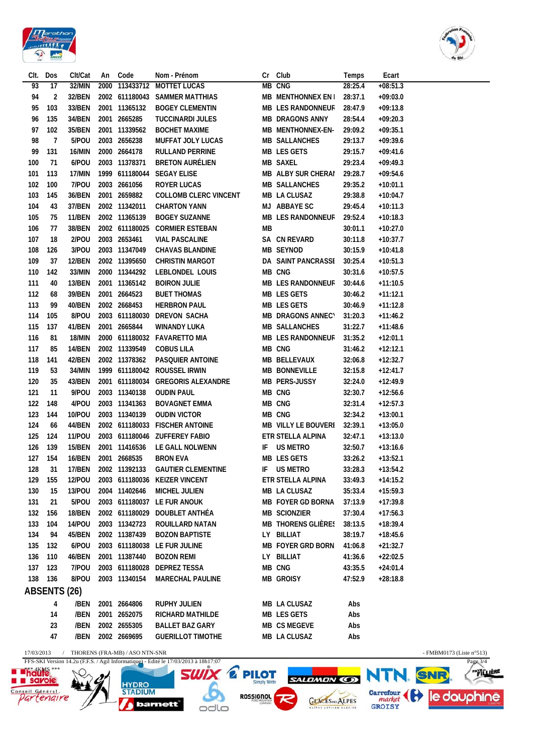| Clt. | Dos | Clt/Cat | An | Code | Nom - Prénom | Cr | Club | Temps | Ecart |
|---|---|---|---|---|---|---|---|---|---|
| 93 | 17 | 32/MIN | 2000 | 113433712 | MOTTET LUCAS | MB | CNG | 28:25.4 | +08:51.3 |
| 94 | 2 | 32/BEN | 2002 | 611180043 | SAMMER MATTHIAS | MB | MENTHONNEX EN I | 28:37.1 | +09:03.0 |
| 95 | 103 | 33/BEN | 2001 | 11365132 | BOGEY CLEMENTIN | MB | LES RANDONNEUF | 28:47.9 | +09:13.8 |
| 96 | 135 | 34/BEN | 2001 | 2665285 | TUCCINARDI JULES | MB | DRAGONS ANNY | 28:54.4 | +09:20.3 |
| 97 | 102 | 35/BEN | 2001 | 11339562 | BOCHET MAXIME | MB | MENTHONNEX-EN- | 29:09.2 | +09:35.1 |
| 98 | 7 | 5/POU | 2003 | 2656238 | MUFFAT JOLY LUCAS | MB | SALLANCHES | 29:13.7 | +09:39.6 |
| 99 | 131 | 16/MIN | 2000 | 2664178 | RULLAND PERRINE | MB | LES GETS | 29:15.7 | +09:41.6 |
| 100 | 71 | 6/POU | 2003 | 11378371 | BRETON AURÉLIEN | MB | SAXEL | 29:23.4 | +09:49.3 |
| 101 | 113 | 17/MIN | 1999 | 611180044 | SEGAY ELISE | MB | ALBY SUR CHERAI | 29:28.7 | +09:54.6 |
| 102 | 100 | 7/POU | 2003 | 2661056 | ROYER LUCAS | MB | SALLANCHES | 29:35.2 | +10:01.1 |
| 103 | 145 | 36/BEN | 2001 | 2659882 | COLLOMB CLERC VINCENT | MB | LA CLUSAZ | 29:38.8 | +10:04.7 |
| 104 | 43 | 37/BEN | 2002 | 11342011 | CHARTON YANN | MJ | ABBAYE SC | 29:45.4 | +10:11.3 |
| 105 | 75 | 11/BEN | 2002 | 11365139 | BOGEY SUZANNE | MB | LES RANDONNEUF | 29:52.4 | +10:18.3 |
| 106 | 77 | 38/BEN | 2002 | 611180025 | CORMIER ESTEBAN | MB | | 30:01.1 | +10:27.0 |
| 107 | 18 | 2/POU | 2003 | 2653461 | VIAL PASCALINE | SA | CN REVARD | 30:11.8 | +10:37.7 |
| 108 | 126 | 3/POU | 2003 | 11347049 | CHAVAS BLANDINE | MB | SEYNOD | 30:15.9 | +10:41.8 |
| 109 | 37 | 12/BEN | 2002 | 11395650 | CHRISTIN MARGOT | DA | SAINT PANCRASSI | 30:25.4 | +10:51.3 |
| 110 | 142 | 33/MIN | 2000 | 11344292 | LEBLONDEL LOUIS | MB | CNG | 30:31.6 | +10:57.5 |
| 111 | 40 | 13/BEN | 2001 | 11365142 | BOIRON JULIE | MB | LES RANDONNEUF | 30:44.6 | +11:10.5 |
| 112 | 68 | 39/BEN | 2001 | 2664523 | BUET THOMAS | MB | LES GETS | 30:46.2 | +11:12.1 |
| 113 | 99 | 40/BEN | 2002 | 2668453 | HERBRON PAUL | MB | LES GETS | 30:46.9 | +11:12.8 |
| 114 | 105 | 8/POU | 2003 | 611180030 | DREVON SACHA | MB | DRAGONS ANNEC\ | 31:20.3 | +11:46.2 |
| 115 | 137 | 41/BEN | 2001 | 2665844 | WINANDY LUKA | MB | SALLANCHES | 31:22.7 | +11:48.6 |
| 116 | 81 | 18/MIN | 2000 | 611180032 | FAVARETTO MIA | MB | LES RANDONNEUF | 31:35.2 | +12:01.1 |
| 117 | 85 | 14/BEN | 2002 | 11339549 | COBUS LILA | MB | CNG | 31:46.2 | +12:12.1 |
| 118 | 141 | 42/BEN | 2002 | 11378362 | PASQUIER ANTOINE | MB | BELLEVAUX | 32:06.8 | +12:32.7 |
| 119 | 53 | 34/MIN | 1999 | 611180042 | ROUSSEL IRWIN | MB | BONNEVILLE | 32:15.8 | +12:41.7 |
| 120 | 35 | 43/BEN | 2001 | 611180034 | GREGORIS ALEXANDRE | MB | PERS-JUSSY | 32:24.0 | +12:49.9 |
| 121 | 11 | 9/POU | 2003 | 11340138 | OUDIN PAUL | MB | CNG | 32:30.7 | +12:56.6 |
| 122 | 148 | 4/POU | 2003 | 11341363 | BOVAGNET EMMA | MB | CNG | 32:31.4 | +12:57.3 |
| 123 | 144 | 10/POU | 2003 | 11340139 | OUDIN VICTOR | MB | CNG | 32:34.2 | +13:00.1 |
| 124 | 66 | 44/BEN | 2002 | 611180033 | FISCHER ANTOINE | MB | VILLY LE BOUVERI | 32:39.1 | +13:05.0 |
| 125 | 124 | 11/POU | 2003 | 611180046 | ZUFFEREY FABIO | ETR | STELLA ALPINA | 32:47.1 | +13:13.0 |
| 126 | 139 | 15/BEN | 2001 | 11416536 | LE GALL NOLWENN | IF | US METRO | 32:50.7 | +13:16.6 |
| 127 | 154 | 16/BEN | 2001 | 2668535 | BRON EVA | MB | LES GETS | 33:26.2 | +13:52.1 |
| 128 | 31 | 17/BEN | 2002 | 11392133 | GAUTIER CLEMENTINE | IF | US METRO | 33:28.3 | +13:54.2 |
| 129 | 155 | 12/POU | 2003 | 611180036 | KEIZER VINCENT | ETR | STELLA ALPINA | 33:49.3 | +14:15.2 |
| 130 | 15 | 13/POU | 2004 | 11402646 | MICHEL JULIEN | MB | LA CLUSAZ | 35:33.4 | +15:59.3 |
| 131 | 21 | 5/POU | 2003 | 611180037 | LE FUR ANOUK | MB | FOYER GD BORNA | 37:13.9 | +17:39.8 |
| 132 | 156 | 18/BEN | 2002 | 611180029 | DOUBLET ANTHÉA | MB | SCIONZIER | 37:30.4 | +17:56.3 |
| 133 | 104 | 14/POU | 2003 | 11342723 | ROUILLARD NATAN | MB | THORENS GLIÈRES | 38:13.5 | +18:39.4 |
| 134 | 94 | 45/BEN | 2002 | 11387439 | BOZON BAPTISTE | LY | BILLIAT | 38:19.7 | +18:45.6 |
| 135 | 132 | 6/POU | 2003 | 611180038 | LE FUR JULINE | MB | FOYER GRD BORN | 41:06.8 | +21:32.7 |
| 136 | 110 | 46/BEN | 2001 | 11387440 | BOZON REMI | LY | BILLIAT | 41:36.6 | +22:02.5 |
| 137 | 123 | 7/POU | 2003 | 611180028 | DEPREZ TESSA | MB | CNG | 43:35.5 | +24:01.4 |
| 138 | 136 | 8/POU | 2003 | 11340154 | MARECHAL PAULINE | MB | GROISY | 47:52.9 | +28:18.8 |

## ABSENTS (26)

| Clt. | Dos | Clt/Cat | An | Code | Nom - Prénom | Cr | Club | Temps | Ecart |
|---|---|---|---|---|---|---|---|---|---|
| | 4 | /BEN | 2001 | 2664806 | RUPHY JULIEN | MB | LA CLUSAZ | Abs | |
| | 14 | /BEN | 2001 | 2652075 | RICHARD MATHILDE | MB | LES GETS | Abs | |
| | 23 | /BEN | 2002 | 2655305 | BALLET BAZ GARY | MB | CS MEGEVE | Abs | |
| | 47 | /BEN | 2002 | 2669695 | GUERILLOT TIMOTHE | MB | LA CLUSAZ | Abs | |

17/03/2013 / THORENS (FRA-MB) / ASO NTN-SNR - FMBM0173 (Liste n°513)

FFS-SKI Version 14.2u (F.F.S. / Agil Informatique) - Edité le 17/03/2013 à 18h17:07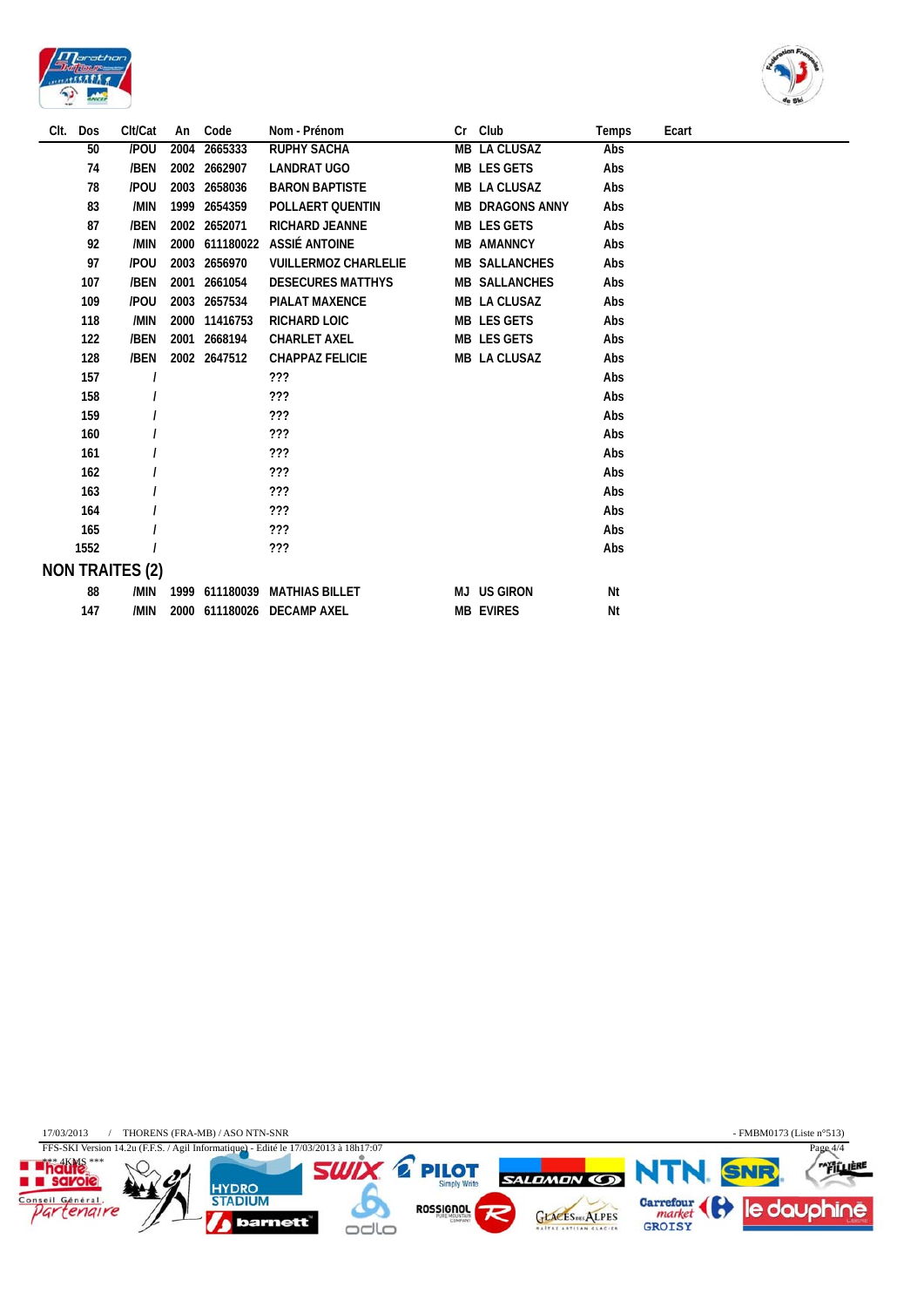| Clt. | Dos | Clt/Cat | An | Code | Nom - Prénom | Cr | Club | Temps | Ecart |
|---|---|---|---|---|---|---|---|---|---|
| | 50 | /POU | 2004 | 2665333 | RUPHY SACHA | MB | LA CLUSAZ | Abs | |
| | 74 | /BEN | 2002 | 2662907 | LANDRAT UGO | MB | LES GETS | Abs | |
| | 78 | /POU | 2003 | 2658036 | BARON BAPTISTE | MB | LA CLUSAZ | Abs | |
| | 83 | /MIN | 1999 | 2654359 | POLLAERT QUENTIN | MB | DRAGONS ANNY | Abs | |
| | 87 | /BEN | 2002 | 2652071 | RICHARD JEANNE | MB | LES GETS | Abs | |
| | 92 | /MIN | 2000 | 611180022 | ASSIÉ ANTOINE | MB | AMANNCY | Abs | |
| | 97 | /POU | 2003 | 2656970 | VUILLERMOZ CHARLELIE | MB | SALLANCHES | Abs | |
| | 107 | /BEN | 2001 | 2661054 | DESECURES MATTHYS | MB | SALLANCHES | Abs | |
| | 109 | /POU | 2003 | 2657534 | PIALAT MAXENCE | MB | LA CLUSAZ | Abs | |
| | 118 | /MIN | 2000 | 11416753 | RICHARD LOIC | MB | LES GETS | Abs | |
| | 122 | /BEN | 2001 | 2668194 | CHARLET AXEL | MB | LES GETS | Abs | |
| | 128 | /BEN | 2002 | 2647512 | CHAPPAZ FELICIE | MB | LA CLUSAZ | Abs | |
| | 157 | / | | | ??? | | | Abs | |
| | 158 | / | | | ??? | | | Abs | |
| | 159 | / | | | ??? | | | Abs | |
| | 160 | / | | | ??? | | | Abs | |
| | 161 | / | | | ??? | | | Abs | |
| | 162 | / | | | ??? | | | Abs | |
| | 163 | / | | | ??? | | | Abs | |
| | 164 | / | | | ??? | | | Abs | |
| | 165 | / | | | ??? | | | Abs | |
| | 1552 | / | | | ??? | | | Abs | |

## NON TRAITES (2)

| Clt. | Dos | Clt/Cat | An | Code | Nom - Prénom | Cr | Club | Temps | Ecart |
|---|---|---|---|---|---|---|---|---|---|
| | 88 | /MIN | 1999 | 611180039 | MATHIAS BILLET | MJ | US GIRON | Nt | |
| | 147 | /MIN | 2000 | 611180026 | DECAMP AXEL | MB | EVIRES | Nt | |

17/03/2013 / THORENS (FRA-MB) / ASO NTN-SNR - FMBM0173 (Liste n°513)

FFS-SKI Version 14.2u (F.F.S. / Agil Informatique) - Edité le 17/03/2013 à 18h17:07

*** 4KMS ***